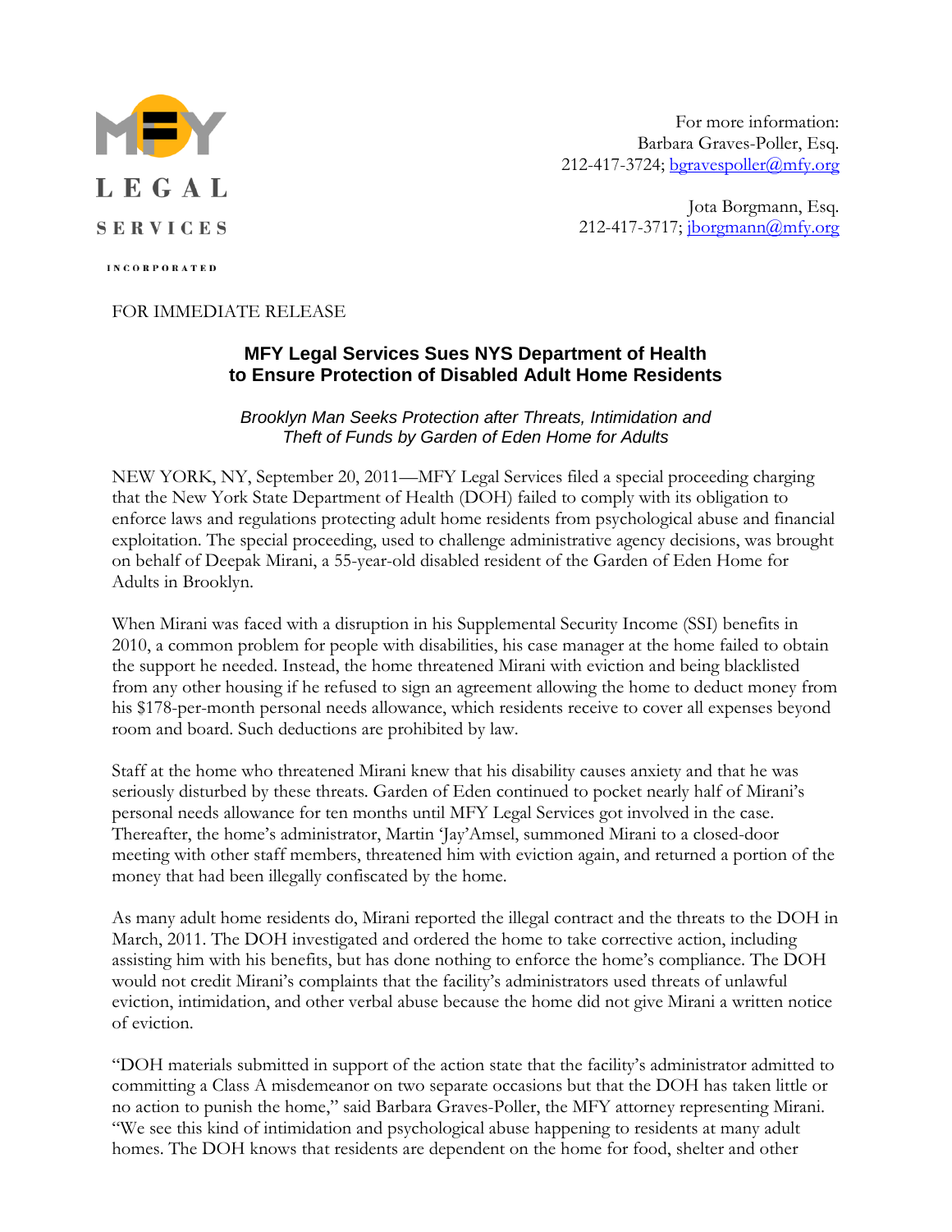MFY

LEGAL

SERVICES

INCORPORATED

For more information:
Barbara Graves-Poller, Esq.
212-417-3724; bgravespoller@mfy.org

Jota Borgmann, Esq.
212-417-3717; jborgmann@mfy.org

FOR IMMEDIATE RELEASE

## MFY Legal Services Sues NYS Department of Health to Ensure Protection of Disabled Adult Home Residents

*Brooklyn Man Seeks Protection after Threats, Intimidation and Theft of Funds by Garden of Eden Home for Adults*

NEW YORK, NY, September 20, 2011—MFY Legal Services filed a special proceeding charging that the New York State Department of Health (DOH) failed to comply with its obligation to enforce laws and regulations protecting adult home residents from psychological abuse and financial exploitation. The special proceeding, used to challenge administrative agency decisions, was brought on behalf of Deepak Mirani, a 55-year-old disabled resident of the Garden of Eden Home for Adults in Brooklyn.

When Mirani was faced with a disruption in his Supplemental Security Income (SSI) benefits in 2010, a common problem for people with disabilities, his case manager at the home failed to obtain the support he needed. Instead, the home threatened Mirani with eviction and being blacklisted from any other housing if he refused to sign an agreement allowing the home to deduct money from his $178-per-month personal needs allowance, which residents receive to cover all expenses beyond room and board. Such deductions are prohibited by law.

Staff at the home who threatened Mirani knew that his disability causes anxiety and that he was seriously disturbed by these threats. Garden of Eden continued to pocket nearly half of Mirani's personal needs allowance for ten months until MFY Legal Services got involved in the case. Thereafter, the home's administrator, Martin 'Jay'Amsel, summoned Mirani to a closed-door meeting with other staff members, threatened him with eviction again, and returned a portion of the money that had been illegally confiscated by the home.

As many adult home residents do, Mirani reported the illegal contract and the threats to the DOH in March, 2011. The DOH investigated and ordered the home to take corrective action, including assisting him with his benefits, but has done nothing to enforce the home's compliance. The DOH would not credit Mirani's complaints that the facility's administrators used threats of unlawful eviction, intimidation, and other verbal abuse because the home did not give Mirani a written notice of eviction.

"DOH materials submitted in support of the action state that the facility's administrator admitted to committing a Class A misdemeanor on two separate occasions but that the DOH has taken little or no action to punish the home," said Barbara Graves-Poller, the MFY attorney representing Mirani. "We see this kind of intimidation and psychological abuse happening to residents at many adult homes. The DOH knows that residents are dependent on the home for food, shelter and other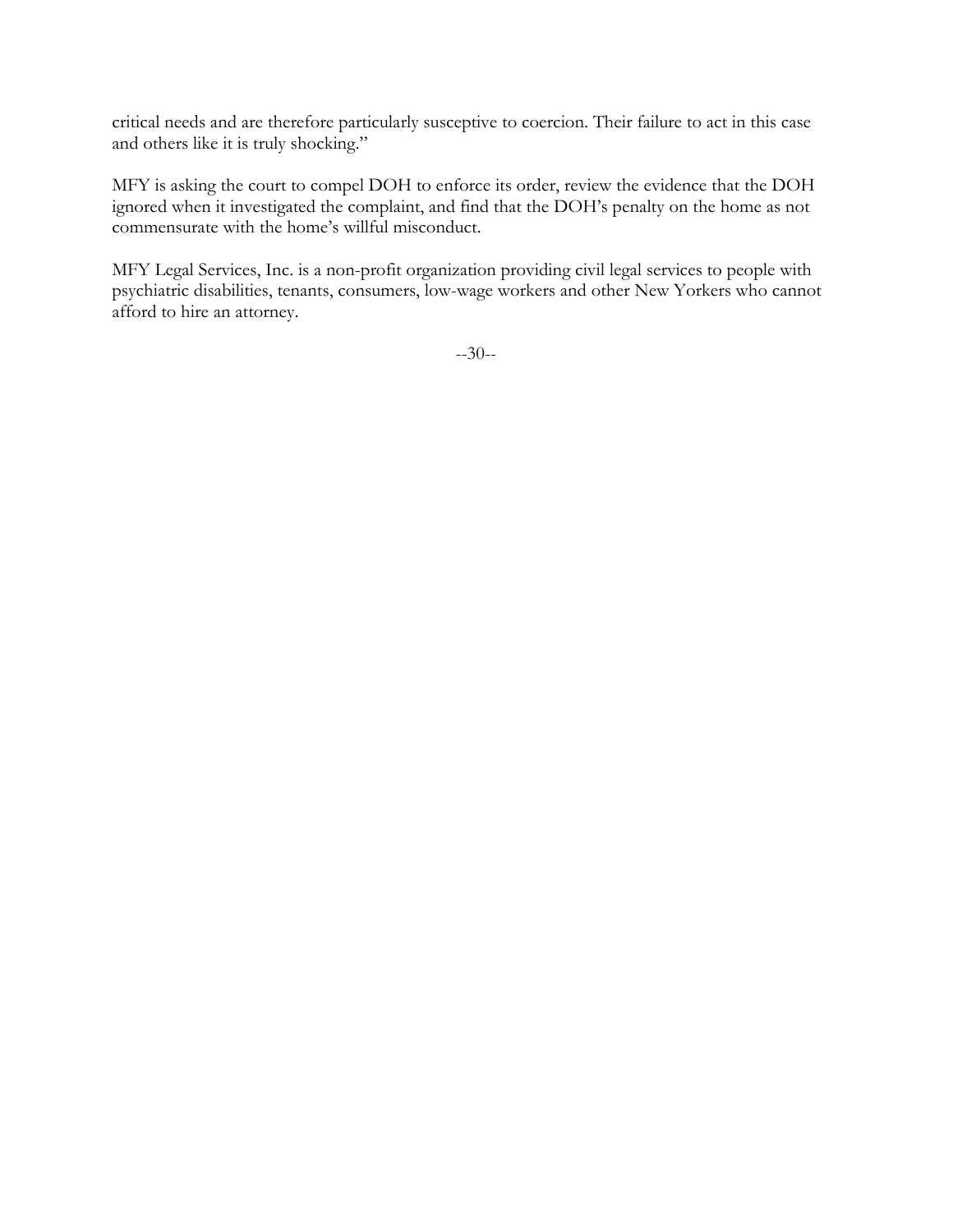critical needs and are therefore particularly susceptive to coercion. Their failure to act in this case and others like it is truly shocking."

MFY is asking the court to compel DOH to enforce its order, review the evidence that the DOH ignored when it investigated the complaint, and find that the DOH's penalty on the home as not commensurate with the home's willful misconduct.

MFY Legal Services, Inc. is a non-profit organization providing civil legal services to people with psychiatric disabilities, tenants, consumers, low-wage workers and other New Yorkers who cannot afford to hire an attorney.

--30--